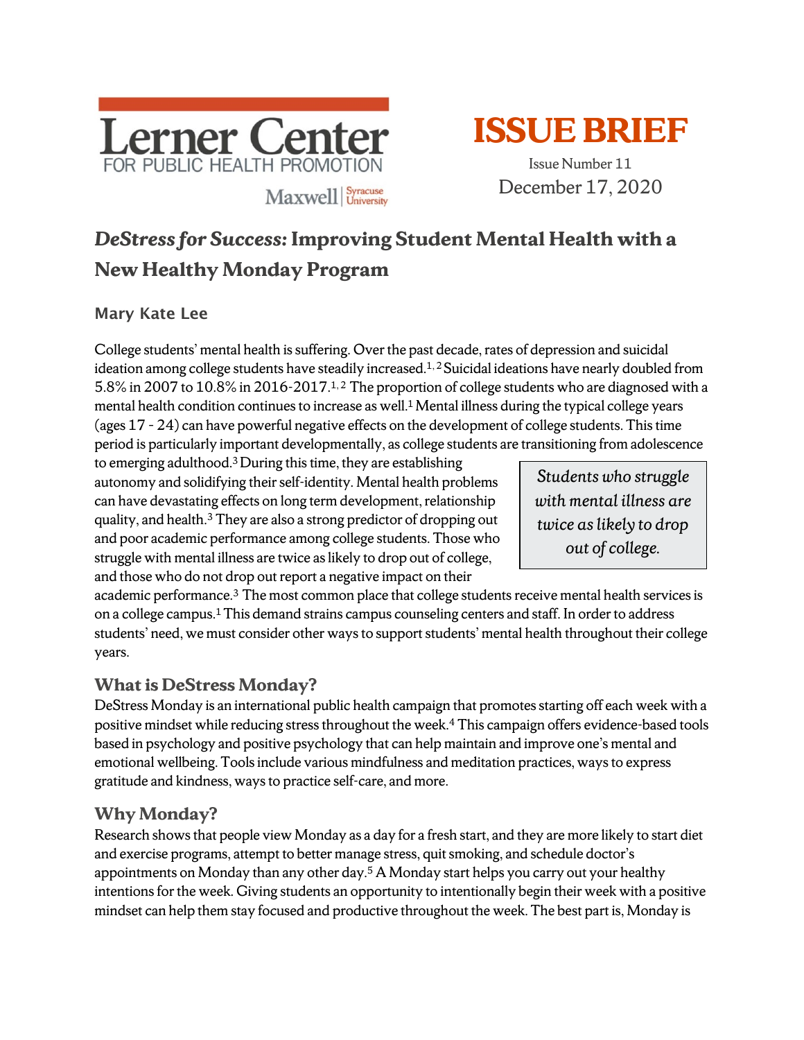Lerner Center
FOR PUBLIC HEALTH PROMOTION
Maxwell | Syracuse University

# ISSUE BRIEF

Issue Number 11
December 17, 2020

## *DeStress for Success:* Improving Student Mental Health with a New Healthy Monday Program

**Mary Kate Lee**

College students' mental health is suffering. Over the past decade, rates of depression and suicidal ideation among college students have steadily increased.[1, 2] Suicidal ideations have nearly doubled from 5.8% in 2007 to 10.8% in 2016-2017.[1, 2] The proportion of college students who are diagnosed with a mental health condition continues to increase as well.[1] Mental illness during the typical college years (ages 17 - 24) can have powerful negative effects on the development of college students. This time period is particularly important developmentally, as college students are transitioning from adolescence to emerging adulthood.[3] During this time, they are establishing autonomy and solidifying their self-identity. Mental health problems can have devastating effects on long term development, relationship quality, and health.[3] They are also a strong predictor of dropping out and poor academic performance among college students. Those who struggle with mental illness are twice as likely to drop out of college, and those who do not drop out report a negative impact on their academic performance.[3] The most common place that college students receive mental health services is on a college campus.[1] This demand strains campus counseling centers and staff. In order to address students' need, we must consider other ways to support students' mental health throughout their college years.

> *Students who struggle with mental illness are twice as likely to drop out of college.*

### What is DeStress Monday?

DeStress Monday is an international public health campaign that promotes starting off each week with a positive mindset while reducing stress throughout the week.[4] This campaign offers evidence-based tools based in psychology and positive psychology that can help maintain and improve one's mental and emotional wellbeing. Tools include various mindfulness and meditation practices, ways to express gratitude and kindness, ways to practice self-care, and more.

### Why Monday?

Research shows that people view Monday as a day for a fresh start, and they are more likely to start diet and exercise programs, attempt to better manage stress, quit smoking, and schedule doctor's appointments on Monday than any other day.[5] A Monday start helps you carry out your healthy intentions for the week. Giving students an opportunity to intentionally begin their week with a positive mindset can help them stay focused and productive throughout the week. The best part is, Monday is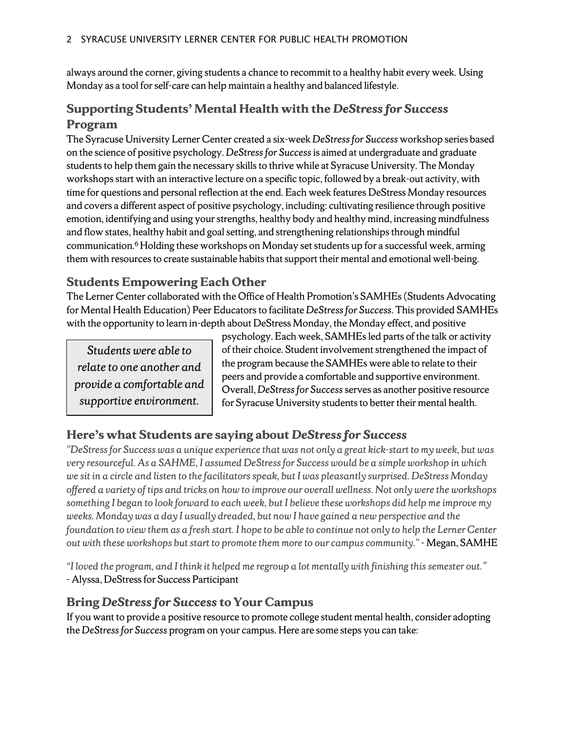always around the corner, giving students a chance to recommit to a healthy habit every week. Using Monday as a tool for self-care can help maintain a healthy and balanced lifestyle.

## Supporting Students' Mental Health with the *DeStress for Success* Program

The Syracuse University Lerner Center created a six-week *DeStress for Success* workshop series based on the science of positive psychology. *DeStress for Success* is aimed at undergraduate and graduate students to help them gain the necessary skills to thrive while at Syracuse University. The Monday workshops start with an interactive lecture on a specific topic, followed by a break-out activity, with time for questions and personal reflection at the end. Each week features DeStress Monday resources and covers a different aspect of positive psychology, including: cultivating resilience through positive emotion, identifying and using your strengths, healthy body and healthy mind, increasing mindfulness and flow states, healthy habit and goal setting, and strengthening relationships through mindful communication.[6] Holding these workshops on Monday set students up for a successful week, arming them with resources to create sustainable habits that support their mental and emotional well-being.

## Students Empowering Each Other

The Lerner Center collaborated with the Office of Health Promotion's SAMHEs (Students Advocating for Mental Health Education) Peer Educators to facilitate *DeStress for Success*. This provided SAMHEs with the opportunity to learn in-depth about DeStress Monday, the Monday effect, and positive psychology. Each week, SAMHEs led parts of the talk or activity of their choice. Student involvement strengthened the impact of the program because the SAMHEs were able to relate to their peers and provide a comfortable and supportive environment. Overall, *DeStress for Success* serves as another positive resource for Syracuse University students to better their mental health.

> *Students were able to relate to one another and provide a comfortable and supportive environment.*

## Here's what Students are saying about *DeStress for Success*

*"DeStress for Success was a unique experience that was not only a great kick-start to my week, but was very resourceful. As a SAHME, I assumed DeStress for Success would be a simple workshop in which we sit in a circle and listen to the facilitators speak, but I was pleasantly surprised. DeStress Monday offered a variety of tips and tricks on how to improve our overall wellness. Not only were the workshops something I began to look forward to each week, but I believe these workshops did help me improve my weeks. Monday was a day I usually dreaded, but now I have gained a new perspective and the foundation to view them as a fresh start. I hope to be able to continue not only to help the Lerner Center out with these workshops but start to promote them more to our campus community."* - Megan, SAMHE

*"I loved the program, and I think it helped me regroup a lot mentally with finishing this semester out."* - Alyssa, DeStress for Success Participant

## Bring *DeStress for Success* to Your Campus

If you want to provide a positive resource to promote college student mental health, consider adopting the *DeStress for Success* program on your campus. Here are some steps you can take: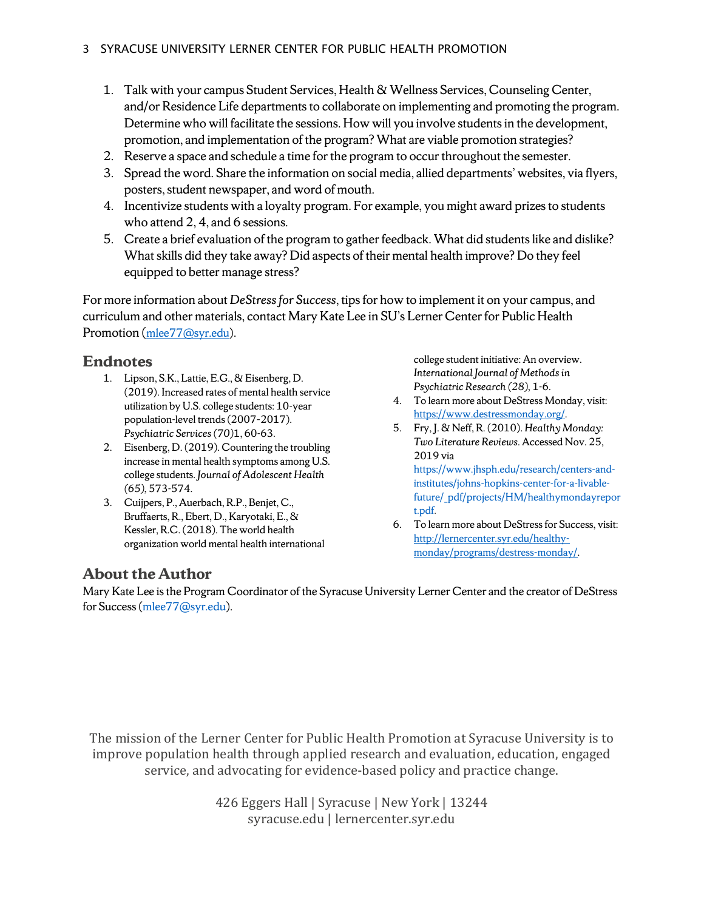1. Talk with your campus Student Services, Health & Wellness Services, Counseling Center, and/or Residence Life departments to collaborate on implementing and promoting the program. Determine who will facilitate the sessions. How will you involve students in the development, promotion, and implementation of the program? What are viable promotion strategies?
2. Reserve a space and schedule a time for the program to occur throughout the semester.
3. Spread the word. Share the information on social media, allied departments' websites, via flyers, posters, student newspaper, and word of mouth.
4. Incentivize students with a loyalty program. For example, you might award prizes to students who attend 2, 4, and 6 sessions.
5. Create a brief evaluation of the program to gather feedback. What did students like and dislike? What skills did they take away? Did aspects of their mental health improve? Do they feel equipped to better manage stress?

For more information about *DeStress for Success*, tips for how to implement it on your campus, and curriculum and other materials, contact Mary Kate Lee in SU's Lerner Center for Public Health Promotion (mlee77@syr.edu).

## Endnotes

1. Lipson, S.K., Lattie, E.G., & Eisenberg, D. (2019). Increased rates of mental health service utilization by U.S. college students: 10-year population-level trends (2007-2017). *Psychiatric Services* (70)1, 60-63.
2. Eisenberg, D. (2019). Countering the troubling increase in mental health symptoms among U.S. college students. *Journal of Adolescent Health (65)*, 573-574.
3. Cuijpers, P., Auerbach, R.P., Benjet, C., Bruffaerts, R., Ebert, D., Karyotaki, E., & Kessler, R.C. (2018). The world health organization world mental health international college student initiative: An overview. *International Journal of Methods in Psychiatric Research (28)*, 1-6.
4. To learn more about DeStress Monday, visit: https://www.destressmonday.org/.
5. Fry, J. & Neff, R. (2010). *Healthy Monday: Two Literature Reviews*. Accessed Nov. 25, 2019 via https://www.jhsph.edu/research/centers-and-institutes/johns-hopkins-center-for-a-livable-future/_pdf/projects/HM/healthymondayreport.pdf.
6. To learn more about DeStress for Success, visit: http://lernercenter.syr.edu/healthy-monday/programs/destress-monday/.

## About the Author

Mary Kate Lee is the Program Coordinator of the Syracuse University Lerner Center and the creator of DeStress for Success (mlee77@syr.edu).

The mission of the Lerner Center for Public Health Promotion at Syracuse University is to improve population health through applied research and evaluation, education, engaged service, and advocating for evidence-based policy and practice change.

426 Eggers Hall | Syracuse | New York | 13244
syracuse.edu | lernercenter.syr.edu